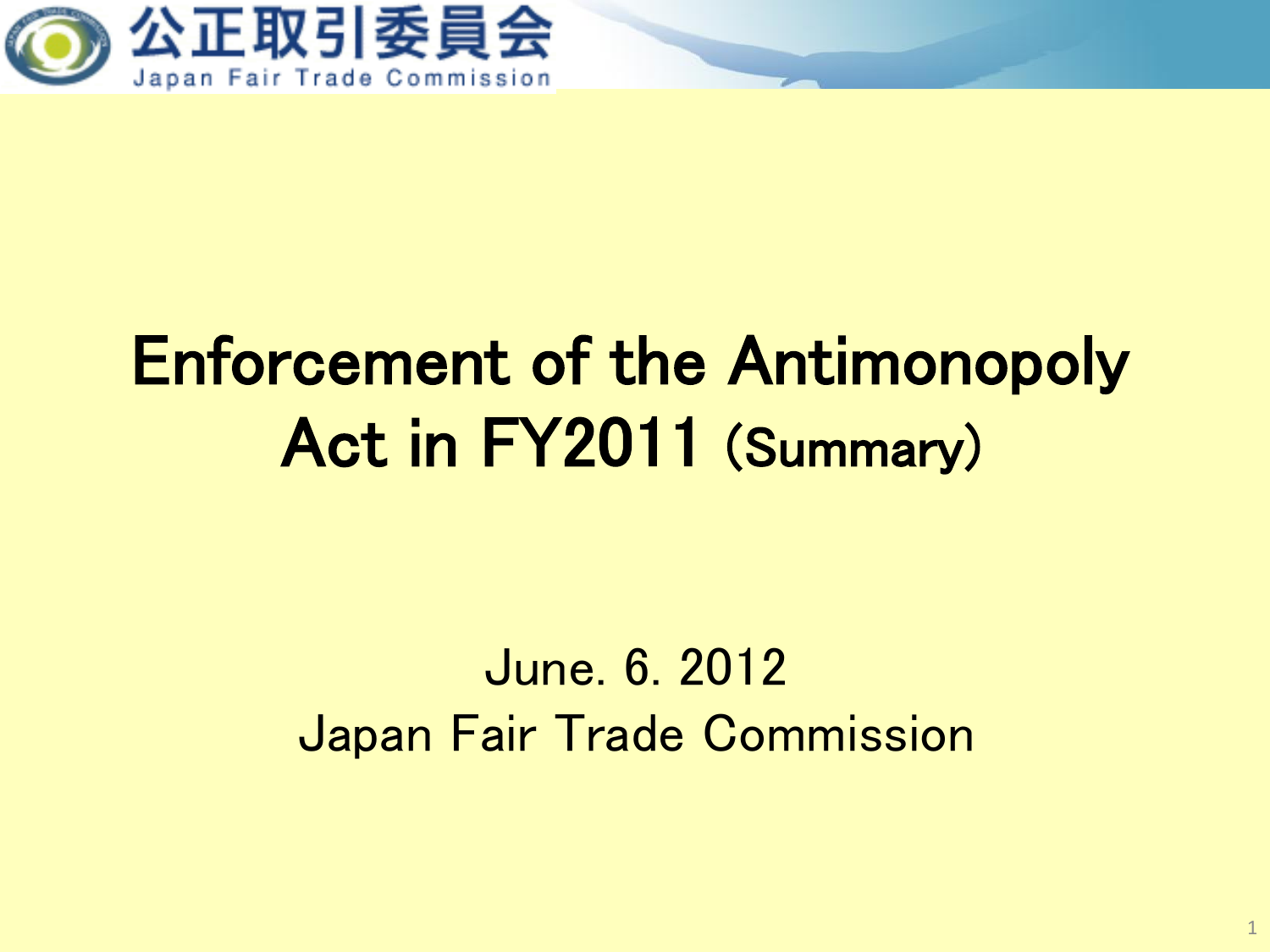# Enforcement of the Antimonopoly Act in FY2011 (Summary)

June. 6. 2012

Japan Fair Trade Commission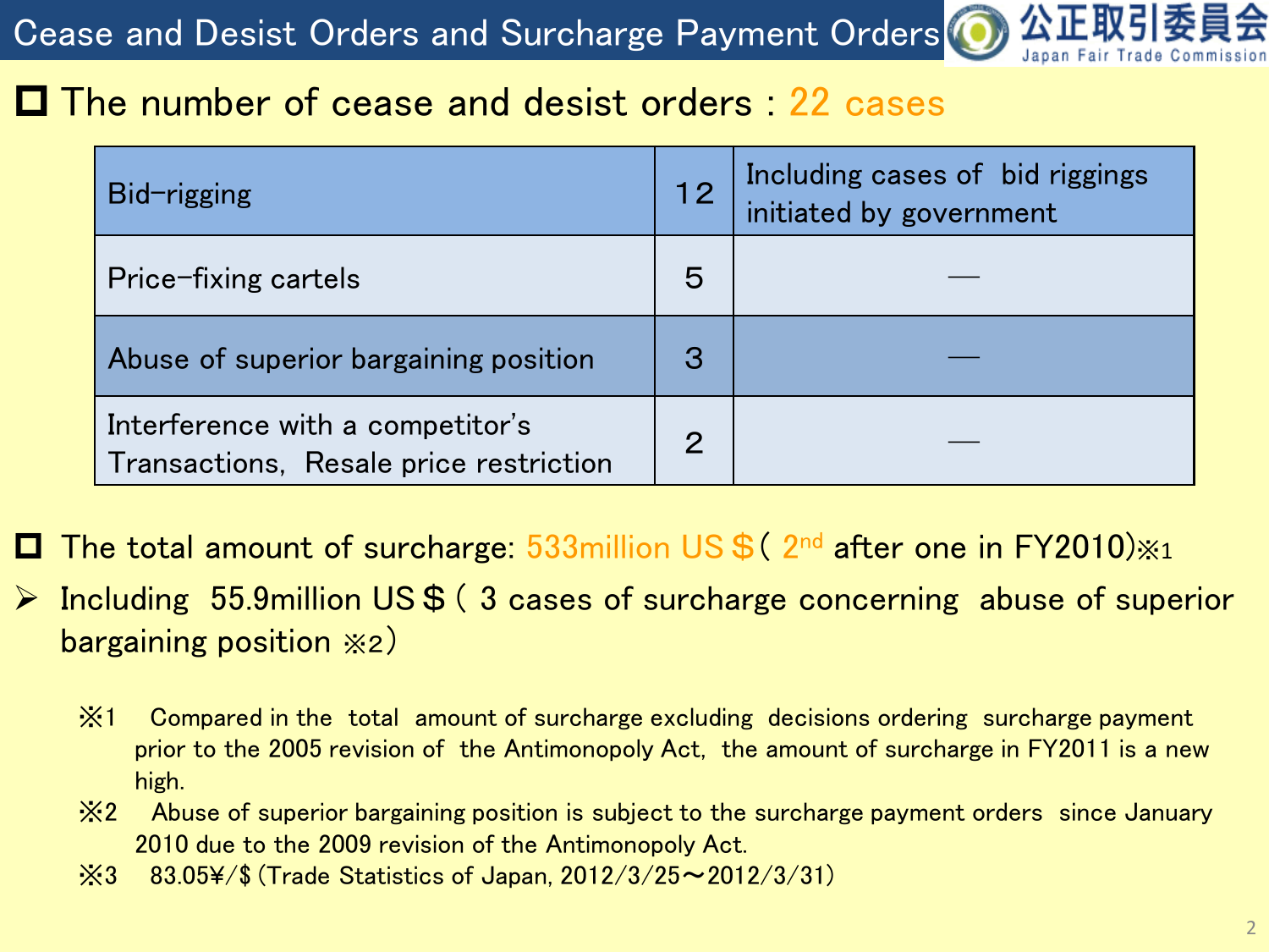# Cease and Desist Orders and Surcharge Payment Orders

公正取引委員会 Japan Fair Trade Commission

- The number of cease and desist orders : 22 cases

| Bid-rigging | 12 | Including cases of bid riggings initiated by government |
|---|---|---|
| Price-fixing cartels | 5 | — |
| Abuse of superior bargaining position | 3 | — |
| Interference with a competitor's Transactions, Resale price restriction | 2 | — |

- The total amount of surcharge: 533million US＄( 2nd after one in FY2010)※1
  - Including 55.9million US＄( 3 cases of surcharge concerning abuse of superior bargaining position ※2)

※1 Compared in the total amount of surcharge excluding decisions ordering surcharge payment prior to the 2005 revision of the Antimonopoly Act, the amount of surcharge in FY2011 is a new high.

※2 Abuse of superior bargaining position is subject to the surcharge payment orders since January 2010 due to the 2009 revision of the Antimonopoly Act.

※3 83.05¥/$ (Trade Statistics of Japan, 2012/3/25～2012/3/31)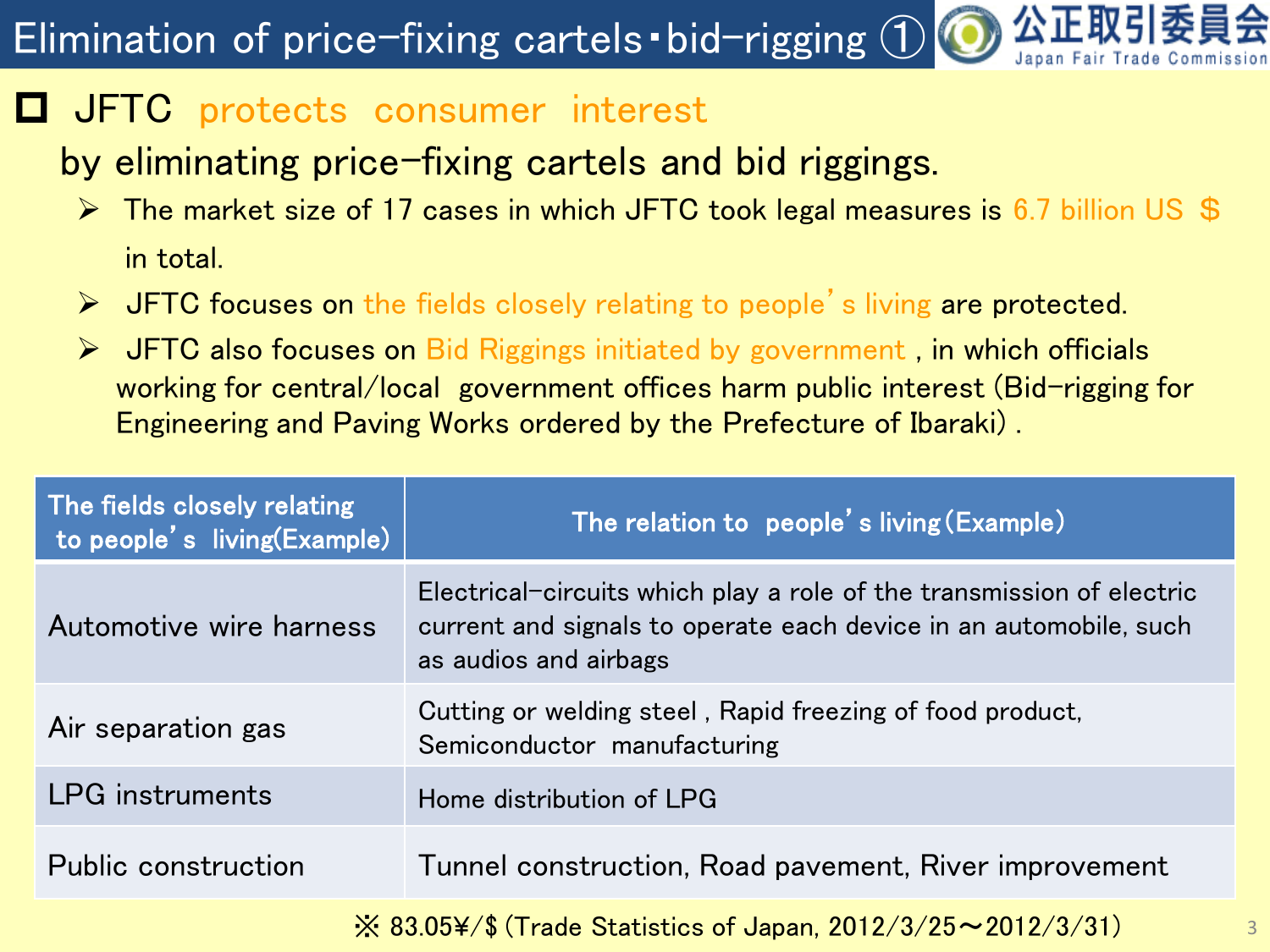# Elimination of price-fixing cartels・bid-rigging ①

公正取引委員会 Japan Fair Trade Commission

- JFTC protects consumer interest by eliminating price-fixing cartels and bid riggings.
  - The market size of 17 cases in which JFTC took legal measures is 6.7 billion US ＄ in total.
  - JFTC focuses on the fields closely relating to people's living are protected.
  - JFTC also focuses on Bid Riggings initiated by government , in which officials working for central/local government offices harm public interest (Bid-rigging for Engineering and Paving Works ordered by the Prefecture of Ibaraki) .

| The fields closely relating to people's living(Example) | The relation to people's living (Example) |
|---|---|
| Automotive wire harness | Electrical-circuits which play a role of the transmission of electric current and signals to operate each device in an automobile, such as audios and airbags |
| Air separation gas | Cutting or welding steel , Rapid freezing of food product, Semiconductor manufacturing |
| LPG instruments | Home distribution of LPG |
| Public construction | Tunnel construction, Road pavement, River improvement |

※ 83.05¥/$ (Trade Statistics of Japan, 2012/3/25～2012/3/31)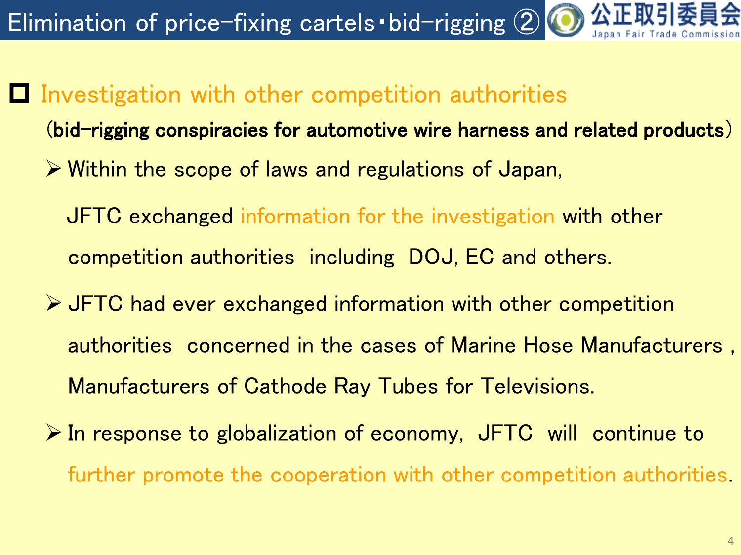# Elimination of price-fixing cartels・bid-rigging ②

## Investigation with other competition authorities

**(bid-rigging conspiracies for automotive wire harness and related products)**

- Within the scope of laws and regulations of Japan,

  JFTC exchanged information for the investigation with other competition authorities including DOJ, EC and others.

- JFTC had ever exchanged information with other competition authorities concerned in the cases of Marine Hose Manufacturers , Manufacturers of Cathode Ray Tubes for Televisions.

- In response to globalization of economy, JFTC will continue to further promote the cooperation with other competition authorities.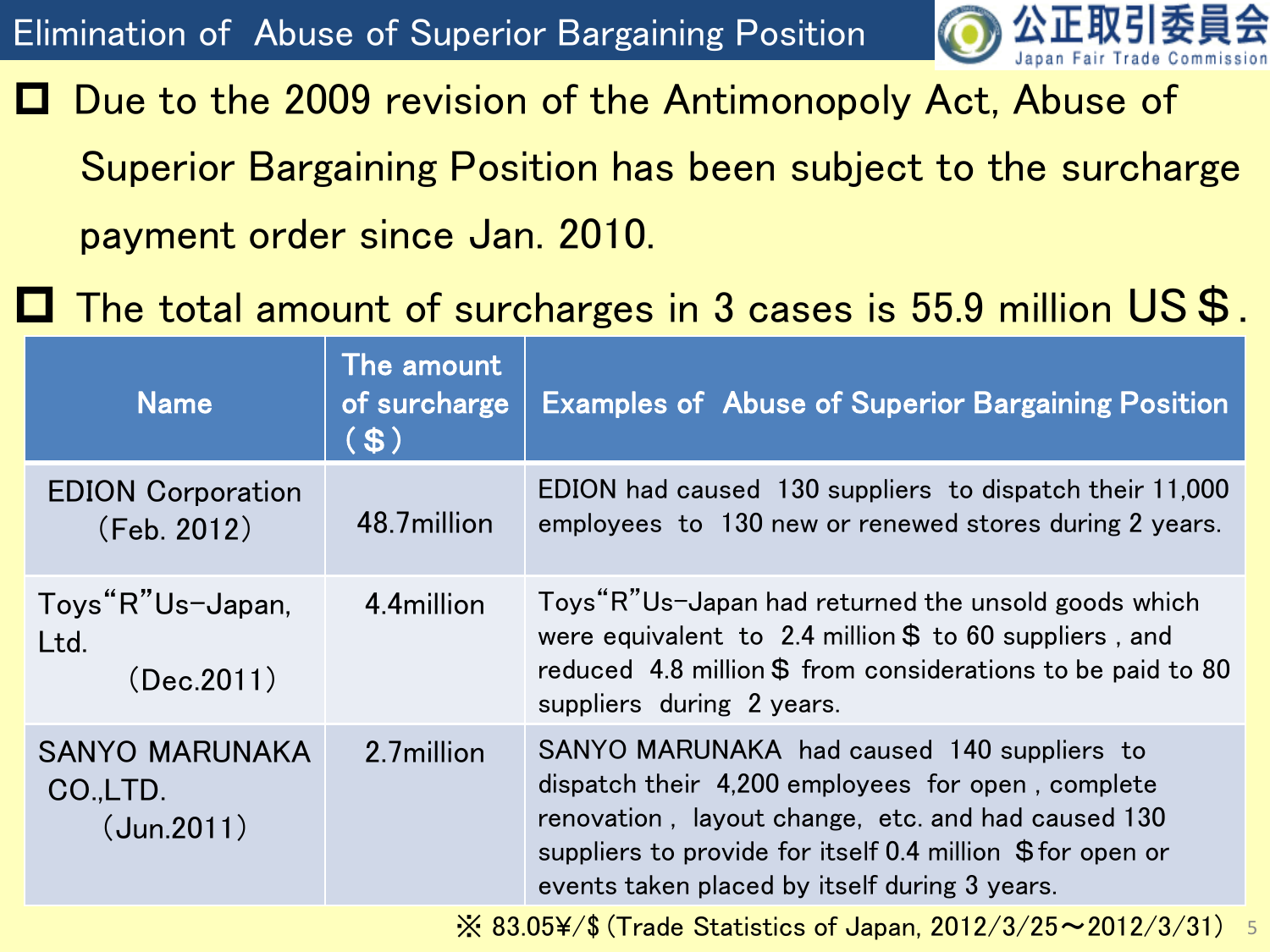# Elimination of Abuse of Superior Bargaining Position

公正取引委員会 Japan Fair Trade Commission

- Due to the 2009 revision of the Antimonopoly Act, Abuse of Superior Bargaining Position has been subject to the surcharge payment order since Jan. 2010.
- The total amount of surcharges in 3 cases is 55.9 million US＄.

| Name | The amount of surcharge (＄) | Examples of Abuse of Superior Bargaining Position |
|---|---|---|
| EDION Corporation (Feb. 2012) | 48.7million | EDION had caused 130 suppliers to dispatch their 11,000 employees to 130 new or renewed stores during 2 years. |
| Toys"R"Us-Japan, Ltd. (Dec.2011) | 4.4million | Toys"R"Us-Japan had returned the unsold goods which were equivalent to 2.4 million＄ to 60 suppliers , and reduced 4.8 million＄ from considerations to be paid to 80 suppliers during 2 years. |
| SANYO MARUNAKA CO.,LTD. (Jun.2011) | 2.7million | SANYO MARUNAKA had caused 140 suppliers to dispatch their 4,200 employees for open , complete renovation , layout change, etc. and had caused 130 suppliers to provide for itself 0.4 million ＄for open or events taken placed by itself during 3 years. |

※ 83.05¥/$ (Trade Statistics of Japan, 2012/3/25～2012/3/31)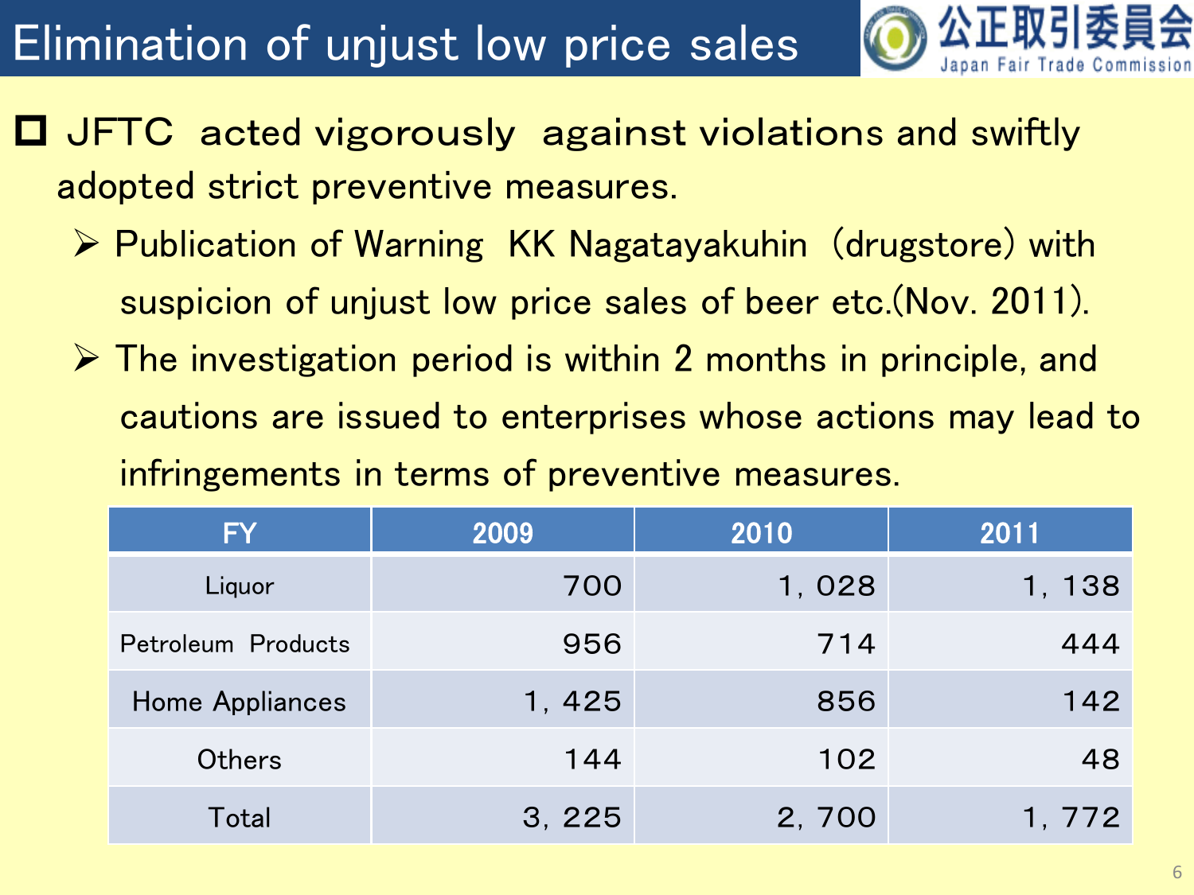# Elimination of unjust low price sales

- JFTC acted vigorously against violations and swiftly adopted strict preventive measures.
  - Publication of Warning KK Nagatayakuhin (drugstore) with suspicion of unjust low price sales of beer etc.(Nov. 2011).
  - The investigation period is within 2 months in principle, and cautions are issued to enterprises whose actions may lead to infringements in terms of preventive measures.

| FY | 2009 | 2010 | 2011 |
|---|---|---|---|
| Liquor | 700 | 1, 028 | 1, 138 |
| Petroleum Products | 956 | 714 | 444 |
| Home Appliances | 1, 425 | 856 | 142 |
| Others | 144 | 102 | 48 |
| Total | 3, 225 | 2, 700 | 1, 772 |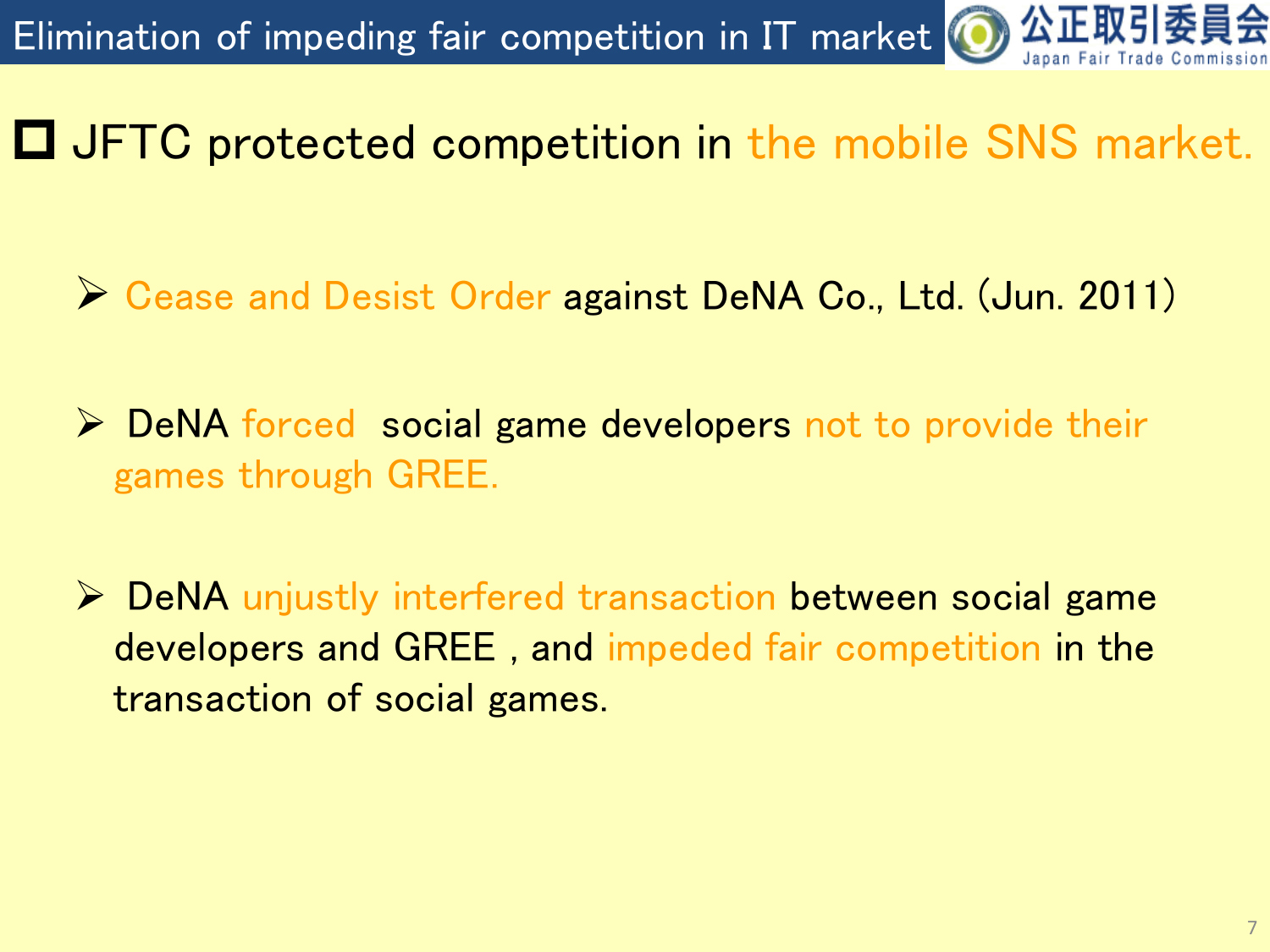# Elimination of impeding fair competition in IT market

## JFTC protected competition in the mobile SNS market.

- Cease and Desist Order against DeNA Co., Ltd. (Jun. 2011)
- DeNA forced social game developers not to provide their games through GREE.
- DeNA unjustly interfered transaction between social game developers and GREE , and impeded fair competition in the transaction of social games.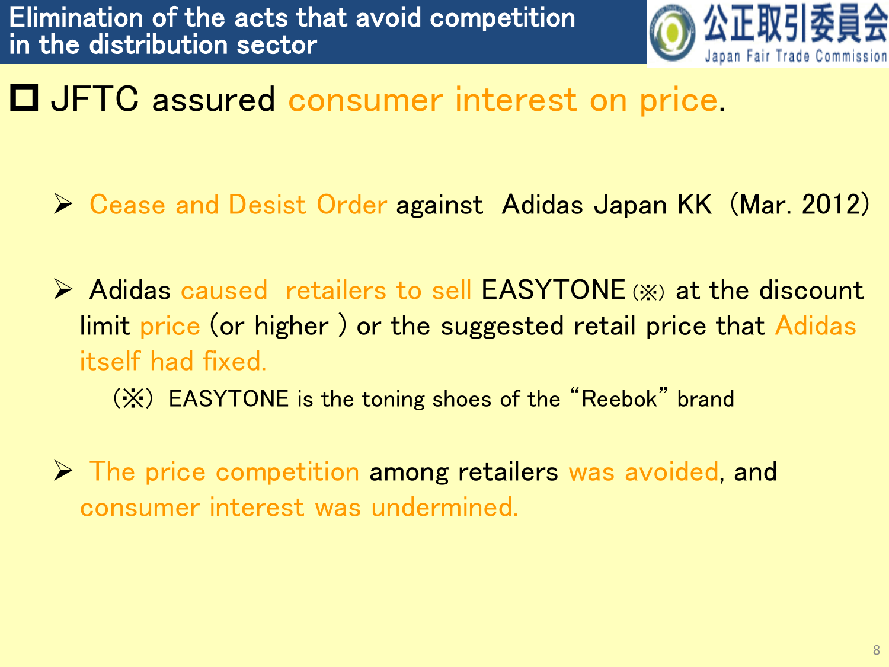# Elimination of the acts that avoid competition in the distribution sector

公正取引委員会 Japan Fair Trade Commission

## JFTC assured consumer interest on price.

- Cease and Desist Order against Adidas Japan KK (Mar. 2012)
- Adidas caused retailers to sell EASYTONE (※) at the discount limit price (or higher ) or the suggested retail price that Adidas itself had fixed.

  (※) EASYTONE is the toning shoes of the "Reebok" brand

- The price competition among retailers was avoided, and consumer interest was undermined.